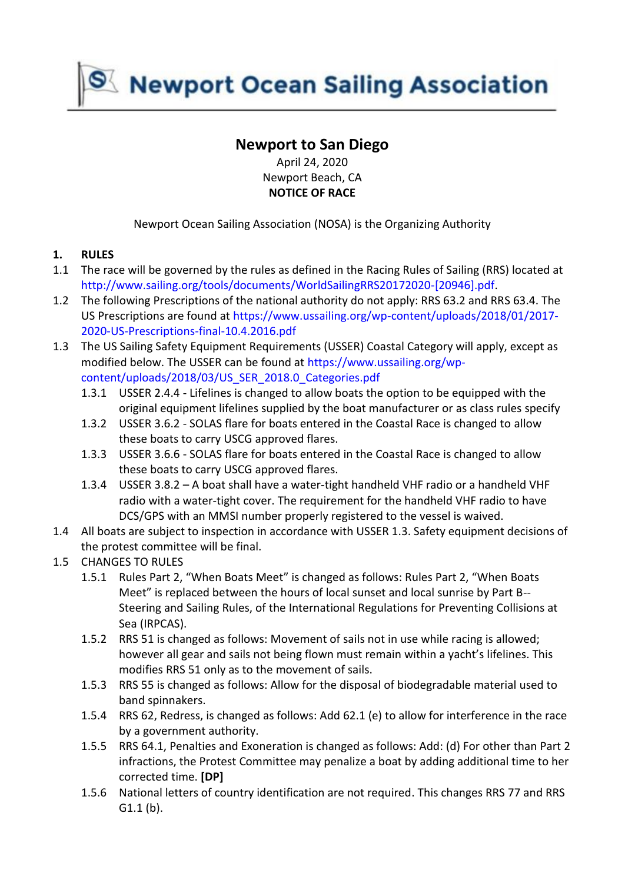# Newport Ocean Sailing Association

## Newport to San Diego

April 24, 2020
Newport Beach, CA
**NOTICE OF RACE**

Newport Ocean Sailing Association (NOSA) is the Organizing Authority

**1. RULES**

1.1 The race will be governed by the rules as defined in the Racing Rules of Sailing (RRS) located at http://www.sailing.org/tools/documents/WorldSailingRRS20172020-[20946].pdf.

1.2 The following Prescriptions of the national authority do not apply: RRS 63.2 and RRS 63.4. The US Prescriptions are found at https://www.ussailing.org/wp-content/uploads/2018/01/2017-2020-US-Prescriptions-final-10.4.2016.pdf

1.3 The US Sailing Safety Equipment Requirements (USSER) Coastal Category will apply, except as modified below. The USSER can be found at https://www.ussailing.org/wp-content/uploads/2018/03/US_SER_2018.0_Categories.pdf

1.3.1 USSER 2.4.4 - Lifelines is changed to allow boats the option to be equipped with the original equipment lifelines supplied by the boat manufacturer or as class rules specify

1.3.2 USSER 3.6.2 - SOLAS flare for boats entered in the Coastal Race is changed to allow these boats to carry USCG approved flares.

1.3.3 USSER 3.6.6 - SOLAS flare for boats entered in the Coastal Race is changed to allow these boats to carry USCG approved flares.

1.3.4 USSER 3.8.2 – A boat shall have a water-tight handheld VHF radio or a handheld VHF radio with a water-tight cover. The requirement for the handheld VHF radio to have DCS/GPS with an MMSI number properly registered to the vessel is waived.

1.4 All boats are subject to inspection in accordance with USSER 1.3. Safety equipment decisions of the protest committee will be final.

1.5 CHANGES TO RULES

1.5.1 Rules Part 2, "When Boats Meet" is changed as follows: Rules Part 2, "When Boats Meet" is replaced between the hours of local sunset and local sunrise by Part B--Steering and Sailing Rules, of the International Regulations for Preventing Collisions at Sea (IRPCAS).

1.5.2 RRS 51 is changed as follows: Movement of sails not in use while racing is allowed; however all gear and sails not being flown must remain within a yacht's lifelines. This modifies RRS 51 only as to the movement of sails.

1.5.3 RRS 55 is changed as follows: Allow for the disposal of biodegradable material used to band spinnakers.

1.5.4 RRS 62, Redress, is changed as follows: Add 62.1 (e) to allow for interference in the race by a government authority.

1.5.5 RRS 64.1, Penalties and Exoneration is changed as follows: Add: (d) For other than Part 2 infractions, the Protest Committee may penalize a boat by adding additional time to her corrected time. **[DP]**

1.5.6 National letters of country identification are not required. This changes RRS 77 and RRS G1.1 (b).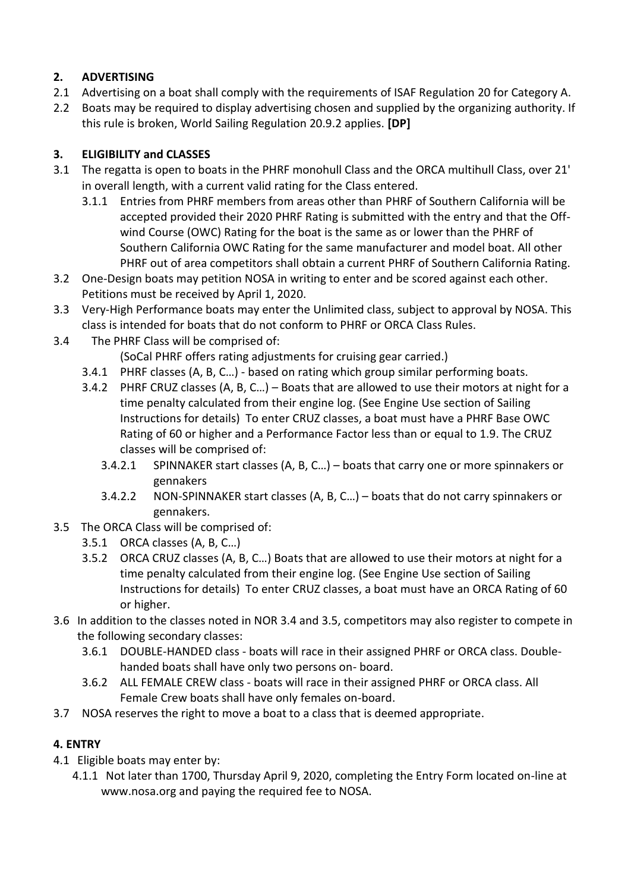## 2. ADVERTISING

2.1 Advertising on a boat shall comply with the requirements of ISAF Regulation 20 for Category A.

2.2 Boats may be required to display advertising chosen and supplied by the organizing authority. If this rule is broken, World Sailing Regulation 20.9.2 applies. **[DP]**

## 3. ELIGIBILITY and CLASSES

3.1 The regatta is open to boats in the PHRF monohull Class and the ORCA multihull Class, over 21' in overall length, with a current valid rating for the Class entered.

- 3.1.1 Entries from PHRF members from areas other than PHRF of Southern California will be accepted provided their 2020 PHRF Rating is submitted with the entry and that the Off-wind Course (OWC) Rating for the boat is the same as or lower than the PHRF of Southern California OWC Rating for the same manufacturer and model boat. All other PHRF out of area competitors shall obtain a current PHRF of Southern California Rating.

3.2 One-Design boats may petition NOSA in writing to enter and be scored against each other. Petitions must be received by April 1, 2020.

3.3 Very-High Performance boats may enter the Unlimited class, subject to approval by NOSA. This class is intended for boats that do not conform to PHRF or ORCA Class Rules.

3.4 The PHRF Class will be comprised of:
(SoCal PHRF offers rating adjustments for cruising gear carried.)

- 3.4.1 PHRF classes (A, B, C…) - based on rating which group similar performing boats.
- 3.4.2 PHRF CRUZ classes (A, B, C…) – Boats that are allowed to use their motors at night for a time penalty calculated from their engine log. (See Engine Use section of Sailing Instructions for details) To enter CRUZ classes, a boat must have a PHRF Base OWC Rating of 60 or higher and a Performance Factor less than or equal to 1.9. The CRUZ classes will be comprised of:
  - 3.4.2.1 SPINNAKER start classes (A, B, C…) – boats that carry one or more spinnakers or gennakers
  - 3.4.2.2 NON-SPINNAKER start classes (A, B, C…) – boats that do not carry spinnakers or gennakers.

3.5 The ORCA Class will be comprised of:

- 3.5.1 ORCA classes (A, B, C…)
- 3.5.2 ORCA CRUZ classes (A, B, C…) Boats that are allowed to use their motors at night for a time penalty calculated from their engine log. (See Engine Use section of Sailing Instructions for details) To enter CRUZ classes, a boat must have an ORCA Rating of 60 or higher.

3.6 In addition to the classes noted in NOR 3.4 and 3.5, competitors may also register to compete in the following secondary classes:

- 3.6.1 DOUBLE-HANDED class - boats will race in their assigned PHRF or ORCA class. Double-handed boats shall have only two persons on- board.
- 3.6.2 ALL FEMALE CREW class - boats will race in their assigned PHRF or ORCA class. All Female Crew boats shall have only females on-board.

3.7 NOSA reserves the right to move a boat to a class that is deemed appropriate.

## 4. ENTRY

4.1 Eligible boats may enter by:

- 4.1.1 Not later than 1700, Thursday April 9, 2020, completing the Entry Form located on-line at www.nosa.org and paying the required fee to NOSA.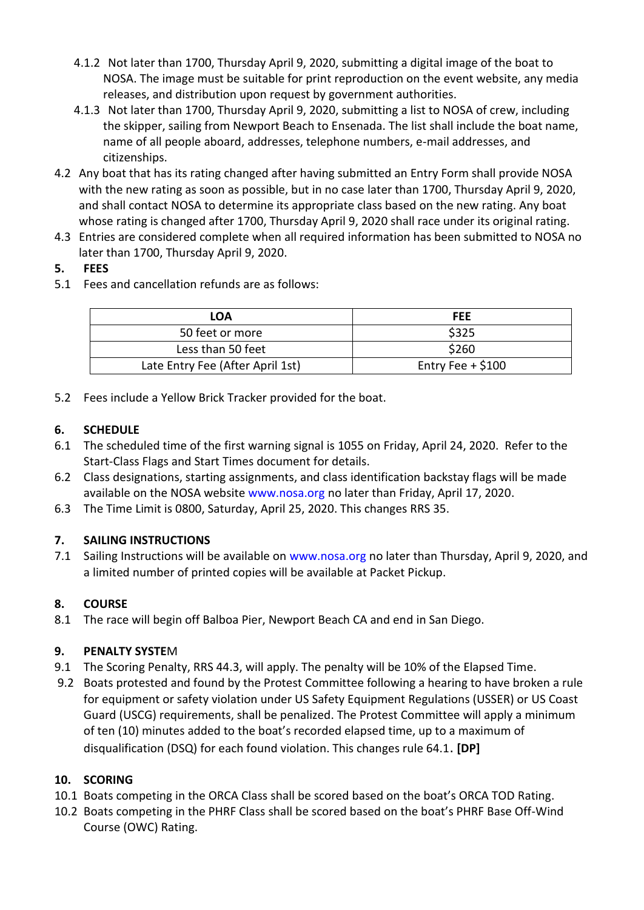4.1.2 Not later than 1700, Thursday April 9, 2020, submitting a digital image of the boat to NOSA. The image must be suitable for print reproduction on the event website, any media releases, and distribution upon request by government authorities.

4.1.3 Not later than 1700, Thursday April 9, 2020, submitting a list to NOSA of crew, including the skipper, sailing from Newport Beach to Ensenada. The list shall include the boat name, name of all people aboard, addresses, telephone numbers, e-mail addresses, and citizenships.

4.2 Any boat that has its rating changed after having submitted an Entry Form shall provide NOSA with the new rating as soon as possible, but in no case later than 1700, Thursday April 9, 2020, and shall contact NOSA to determine its appropriate class based on the new rating. Any boat whose rating is changed after 1700, Thursday April 9, 2020 shall race under its original rating.

4.3 Entries are considered complete when all required information has been submitted to NOSA no later than 1700, Thursday April 9, 2020.

## 5. FEES

5.1 Fees and cancellation refunds are as follows:

| LOA | FEE |
|---|---|
| 50 feet or more | $325 |
| Less than 50 feet | $260 |
| Late Entry Fee (After April 1st) | Entry Fee + $100 |

5.2 Fees include a Yellow Brick Tracker provided for the boat.

## 6. SCHEDULE

6.1 The scheduled time of the first warning signal is 1055 on Friday, April 24, 2020. Refer to the Start-Class Flags and Start Times document for details.

6.2 Class designations, starting assignments, and class identification backstay flags will be made available on the NOSA website www.nosa.org no later than Friday, April 17, 2020.

6.3 The Time Limit is 0800, Saturday, April 25, 2020. This changes RRS 35.

## 7. SAILING INSTRUCTIONS

7.1 Sailing Instructions will be available on www.nosa.org no later than Thursday, April 9, 2020, and a limited number of printed copies will be available at Packet Pickup.

## 8. COURSE

8.1 The race will begin off Balboa Pier, Newport Beach CA and end in San Diego.

## 9. PENALTY SYSTEM

9.1 The Scoring Penalty, RRS 44.3, will apply. The penalty will be 10% of the Elapsed Time.

9.2 Boats protested and found by the Protest Committee following a hearing to have broken a rule for equipment or safety violation under US Safety Equipment Regulations (USSER) or US Coast Guard (USCG) requirements, shall be penalized. The Protest Committee will apply a minimum of ten (10) minutes added to the boat's recorded elapsed time, up to a maximum of disqualification (DSQ) for each found violation. This changes rule 64.1. **[DP]**

## 10. SCORING

10.1 Boats competing in the ORCA Class shall be scored based on the boat's ORCA TOD Rating.

10.2 Boats competing in the PHRF Class shall be scored based on the boat's PHRF Base Off-Wind Course (OWC) Rating.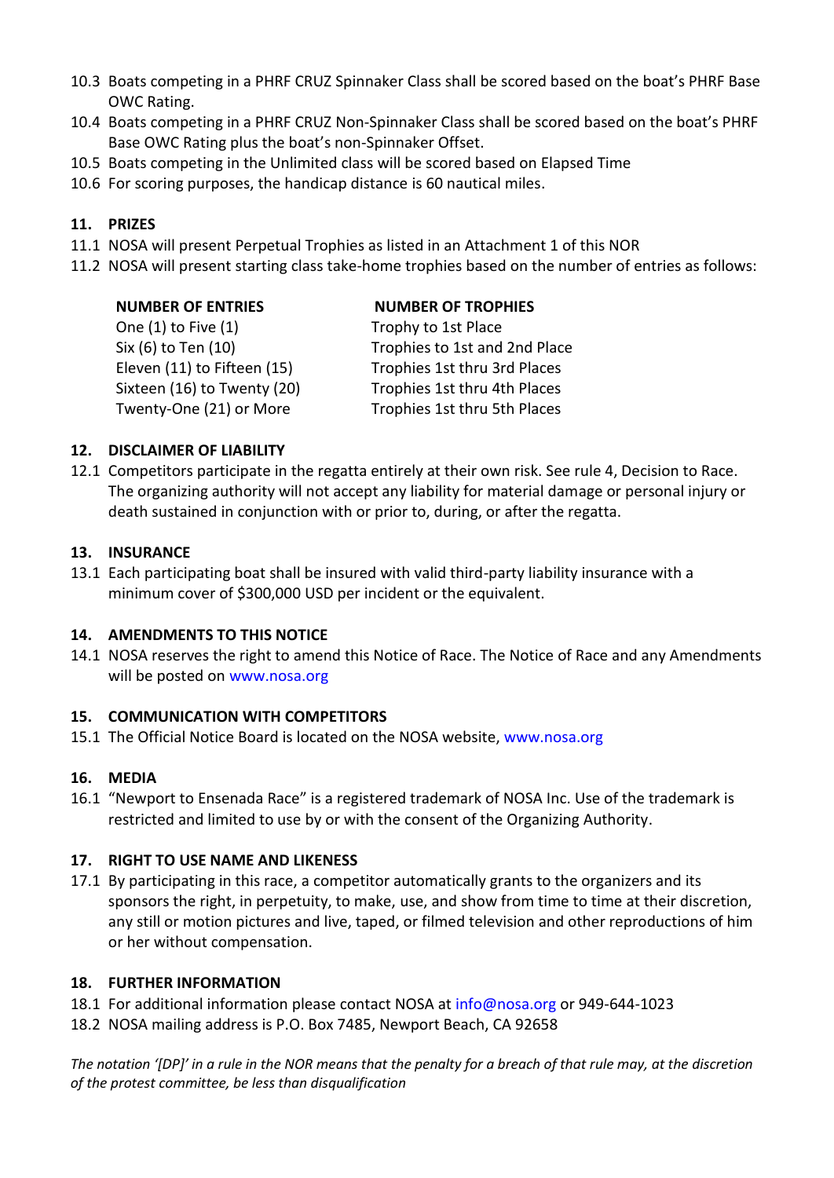10.3 Boats competing in a PHRF CRUZ Spinnaker Class shall be scored based on the boat's PHRF Base OWC Rating.

10.4 Boats competing in a PHRF CRUZ Non-Spinnaker Class shall be scored based on the boat's PHRF Base OWC Rating plus the boat's non-Spinnaker Offset.

10.5 Boats competing in the Unlimited class will be scored based on Elapsed Time

10.6 For scoring purposes, the handicap distance is 60 nautical miles.

## 11. PRIZES

11.1 NOSA will present Perpetual Trophies as listed in an Attachment 1 of this NOR

11.2 NOSA will present starting class take-home trophies based on the number of entries as follows:

| NUMBER OF ENTRIES | NUMBER OF TROPHIES |
|---|---|
| One (1) to Five (1) | Trophy to 1st Place |
| Six (6) to Ten (10) | Trophies to 1st and 2nd Place |
| Eleven (11) to Fifteen (15) | Trophies 1st thru 3rd Places |
| Sixteen (16) to Twenty (20) | Trophies 1st thru 4th Places |
| Twenty-One (21) or More | Trophies 1st thru 5th Places |

## 12. DISCLAIMER OF LIABILITY

12.1 Competitors participate in the regatta entirely at their own risk. See rule 4, Decision to Race. The organizing authority will not accept any liability for material damage or personal injury or death sustained in conjunction with or prior to, during, or after the regatta.

## 13. INSURANCE

13.1 Each participating boat shall be insured with valid third-party liability insurance with a minimum cover of $300,000 USD per incident or the equivalent.

## 14. AMENDMENTS TO THIS NOTICE

14.1 NOSA reserves the right to amend this Notice of Race. The Notice of Race and any Amendments will be posted on www.nosa.org

## 15. COMMUNICATION WITH COMPETITORS

15.1 The Official Notice Board is located on the NOSA website, www.nosa.org

## 16. MEDIA

16.1 "Newport to Ensenada Race" is a registered trademark of NOSA Inc. Use of the trademark is restricted and limited to use by or with the consent of the Organizing Authority.

## 17. RIGHT TO USE NAME AND LIKENESS

17.1 By participating in this race, a competitor automatically grants to the organizers and its sponsors the right, in perpetuity, to make, use, and show from time to time at their discretion, any still or motion pictures and live, taped, or filmed television and other reproductions of him or her without compensation.

## 18. FURTHER INFORMATION

18.1 For additional information please contact NOSA at info@nosa.org or 949-644-1023

18.2 NOSA mailing address is P.O. Box 7485, Newport Beach, CA 92658

*The notation '[DP]' in a rule in the NOR means that the penalty for a breach of that rule may, at the discretion of the protest committee, be less than disqualification*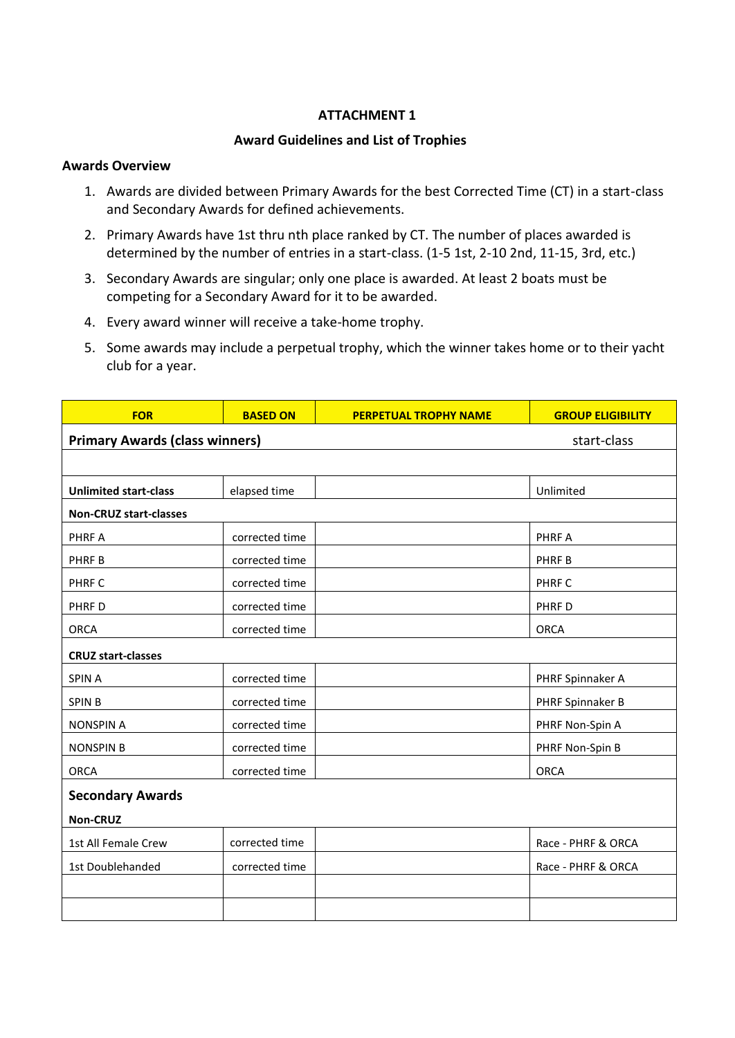**ATTACHMENT 1**

**Award Guidelines and List of Trophies**

**Awards Overview**

1. Awards are divided between Primary Awards for the best Corrected Time (CT) in a start-class and Secondary Awards for defined achievements.
2. Primary Awards have 1st thru nth place ranked by CT. The number of places awarded is determined by the number of entries in a start-class. (1-5 1st, 2-10 2nd, 11-15, 3rd, etc.)
3. Secondary Awards are singular; only one place is awarded. At least 2 boats must be competing for a Secondary Award for it to be awarded.
4. Every award winner will receive a take-home trophy.
5. Some awards may include a perpetual trophy, which the winner takes home or to their yacht club for a year.

| FOR | BASED ON | PERPETUAL TROPHY NAME | GROUP ELIGIBILITY |
|---|---|---|---|
| **Primary Awards (class winners)** | | | start-class |
| | | | |
| **Unlimited start-class** | elapsed time | | Unlimited |
| **Non-CRUZ start-classes** | | | |
| PHRF A | corrected time | | PHRF A |
| PHRF B | corrected time | | PHRF B |
| PHRF C | corrected time | | PHRF C |
| PHRF D | corrected time | | PHRF D |
| ORCA | corrected time | | ORCA |
| **CRUZ start-classes** | | | |
| SPIN A | corrected time | | PHRF Spinnaker A |
| SPIN B | corrected time | | PHRF Spinnaker B |
| NONSPIN A | corrected time | | PHRF Non-Spin A |
| NONSPIN B | corrected time | | PHRF Non-Spin B |
| ORCA | corrected time | | ORCA |
| **Secondary Awards** | | | |
| **Non-CRUZ** | | | |
| 1st All Female Crew | corrected time | | Race - PHRF & ORCA |
| 1st Doublehanded | corrected time | | Race - PHRF & ORCA |
| | | | |
| | | | |